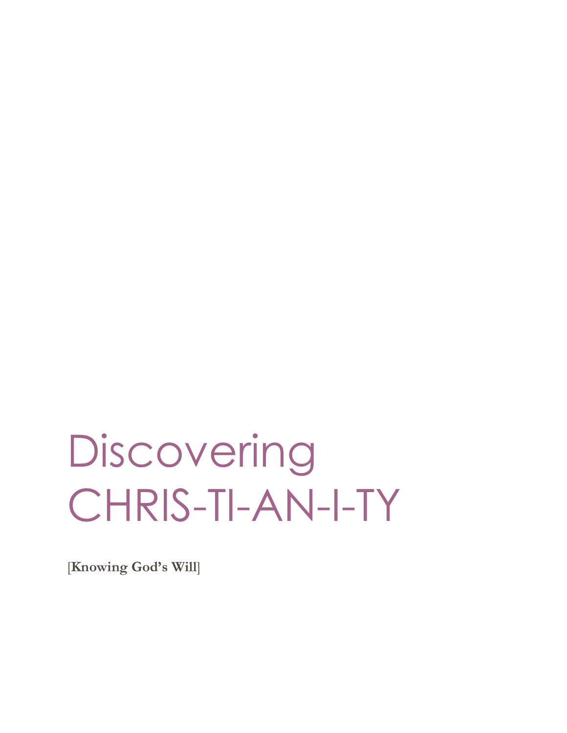# Discovering CHRIS-TI-AN-I-TY

[**Knowing God's Will**]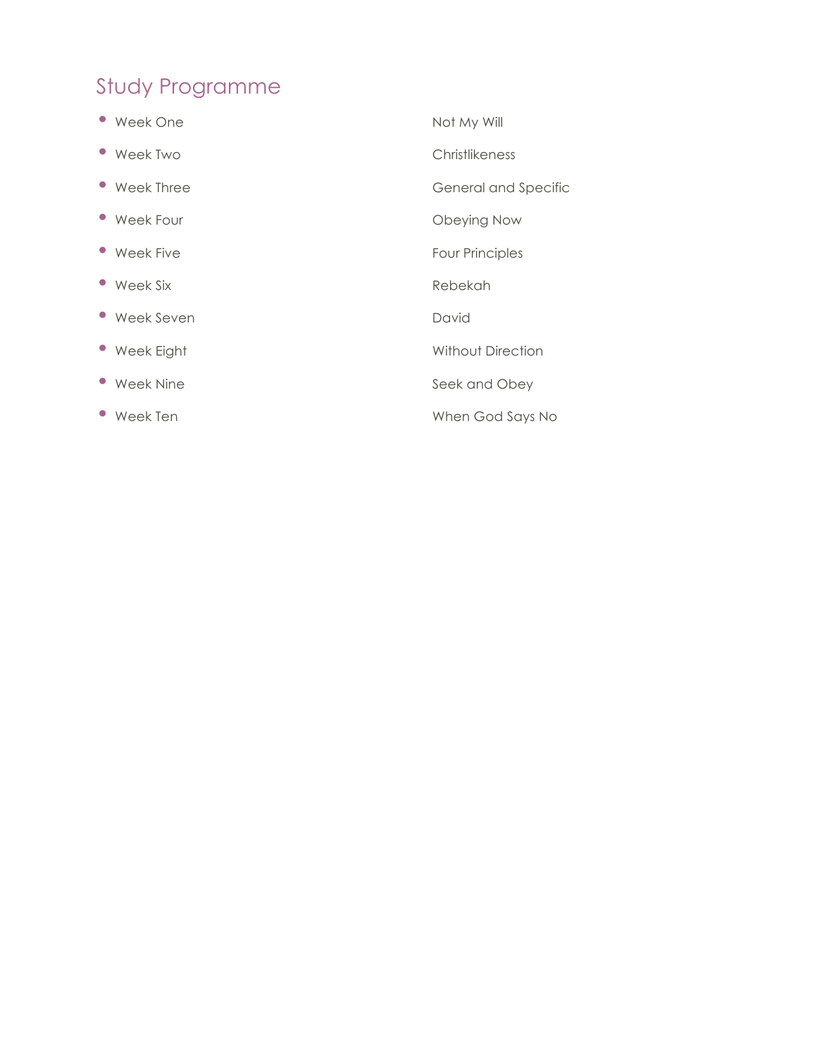## Study Programme

- Week One — Not My Will
- Week Two — Christlikeness
- Week Three — General and Specific
- Week Four — Obeying Now
- Week Five — Four Principles
- Week Six — Rebekah
- Week Seven — David
- Week Eight — Without Direction
- Week Nine — Seek and Obey
- Week Ten — When God Says No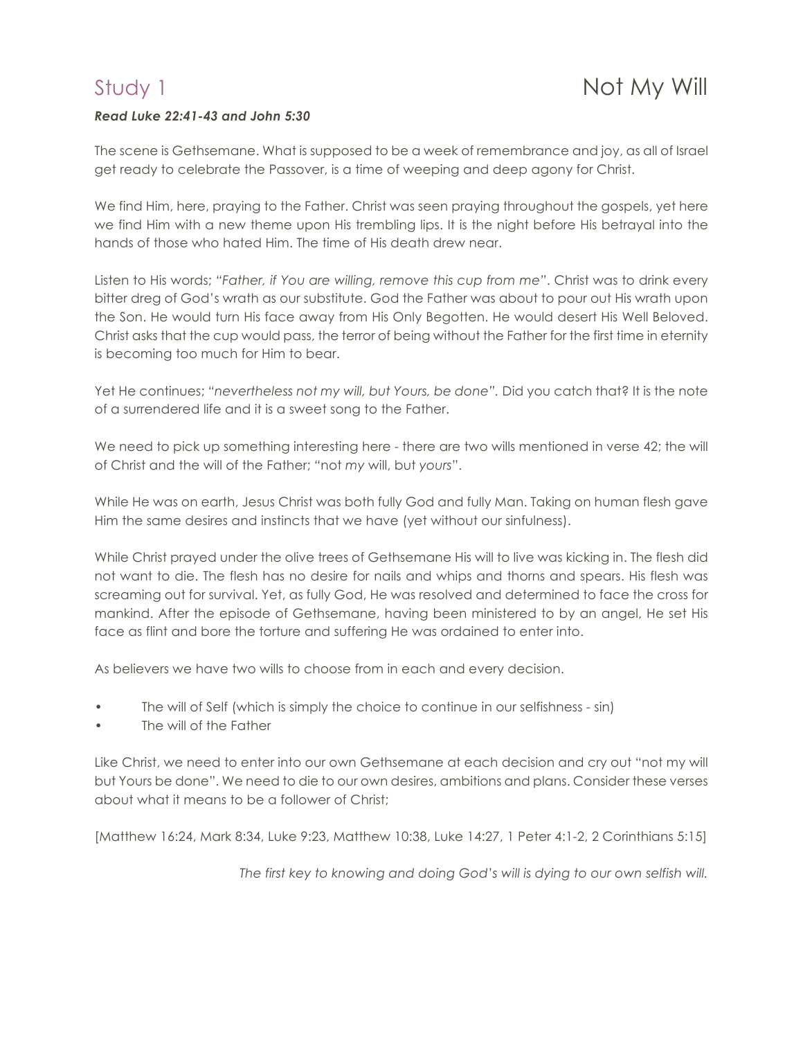# Study 1 — Not My Will

***Read Luke 22:41-43 and John 5:30***

The scene is Gethsemane. What is supposed to be a week of remembrance and joy, as all of Israel get ready to celebrate the Passover, is a time of weeping and deep agony for Christ.

We find Him, here, praying to the Father. Christ was seen praying throughout the gospels, yet here we find Him with a new theme upon His trembling lips. It is the night before His betrayal into the hands of those who hated Him. The time of His death drew near.

Listen to His words; *"Father, if You are willing, remove this cup from me"*. Christ was to drink every bitter dreg of God's wrath as our substitute. God the Father was about to pour out His wrath upon the Son. He would turn His face away from His Only Begotten. He would desert His Well Beloved. Christ asks that the cup would pass, the terror of being without the Father for the first time in eternity is becoming too much for Him to bear.

Yet He continues; *"nevertheless not my will, but Yours, be done"*. Did you catch that? It is the note of a surrendered life and it is a sweet song to the Father.

We need to pick up something interesting here - there are two wills mentioned in verse 42; the will of Christ and the will of the Father; "not *my* will, but *yours*".

While He was on earth, Jesus Christ was both fully God and fully Man. Taking on human flesh gave Him the same desires and instincts that we have (yet without our sinfulness).

While Christ prayed under the olive trees of Gethsemane His will to live was kicking in. The flesh did not want to die. The flesh has no desire for nails and whips and thorns and spears. His flesh was screaming out for survival. Yet, as fully God, He was resolved and determined to face the cross for mankind. After the episode of Gethsemane, having been ministered to by an angel, He set His face as flint and bore the torture and suffering He was ordained to enter into.

As believers we have two wills to choose from in each and every decision.

- The will of Self (which is simply the choice to continue in our selfishness - sin)
- The will of the Father

Like Christ, we need to enter into our own Gethsemane at each decision and cry out "not my will but Yours be done". We need to die to our own desires, ambitions and plans. Consider these verses about what it means to be a follower of Christ;

[Matthew 16:24, Mark 8:34, Luke 9:23, Matthew 10:38, Luke 14:27, 1 Peter 4:1-2, 2 Corinthians 5:15]

*The first key to knowing and doing God's will is dying to our own selfish will.*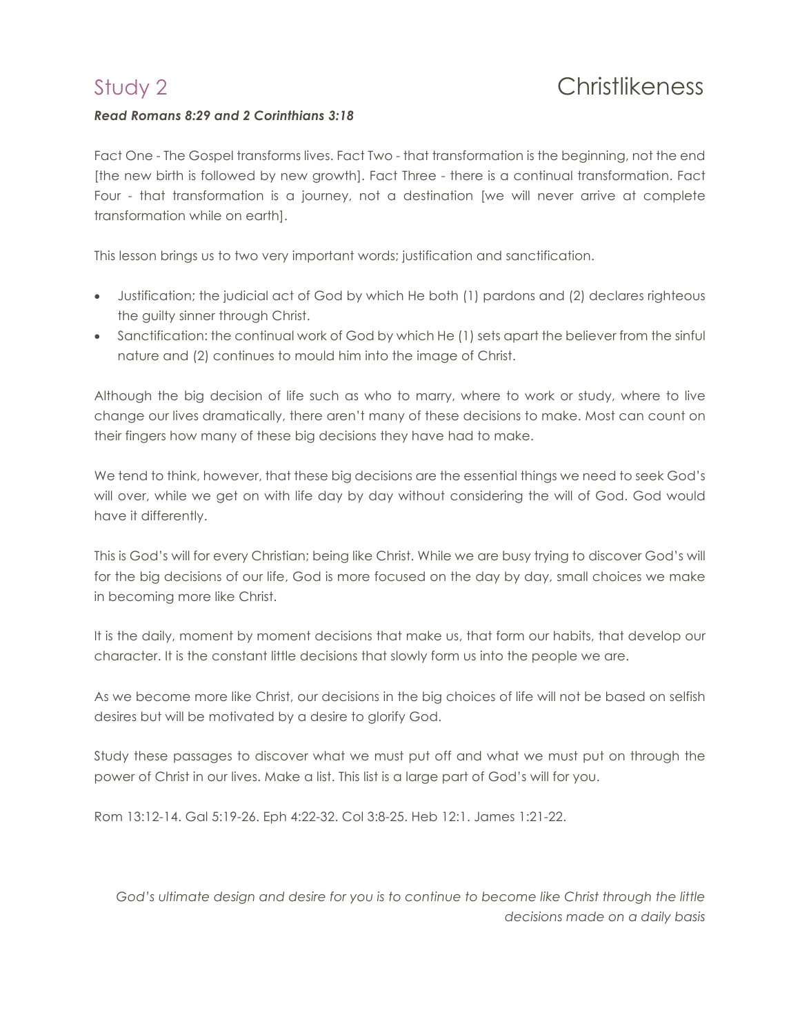# Study 2 — Christlikeness

***Read Romans 8:29 and 2 Corinthians 3:18***

Fact One - The Gospel transforms lives. Fact Two - that transformation is the beginning, not the end [the new birth is followed by new growth]. Fact Three - there is a continual transformation. Fact Four - that transformation is a journey, not a destination [we will never arrive at complete transformation while on earth].

This lesson brings us to two very important words; justification and sanctification.

- Justification; the judicial act of God by which He both (1) pardons and (2) declares righteous the guilty sinner through Christ.
- Sanctification: the continual work of God by which He (1) sets apart the believer from the sinful nature and (2) continues to mould him into the image of Christ.

Although the big decision of life such as who to marry, where to work or study, where to live change our lives dramatically, there aren't many of these decisions to make. Most can count on their fingers how many of these big decisions they have had to make.

We tend to think, however, that these big decisions are the essential things we need to seek God's will over, while we get on with life day by day without considering the will of God. God would have it differently.

This is God's will for every Christian; being like Christ. While we are busy trying to discover God's will for the big decisions of our life, God is more focused on the day by day, small choices we make in becoming more like Christ.

It is the daily, moment by moment decisions that make us, that form our habits, that develop our character. It is the constant little decisions that slowly form us into the people we are.

As we become more like Christ, our decisions in the big choices of life will not be based on selfish desires but will be motivated by a desire to glorify God.

Study these passages to discover what we must put off and what we must put on through the power of Christ in our lives. Make a list. This list is a large part of God's will for you.

Rom 13:12-14. Gal 5:19-26. Eph 4:22-32. Col 3:8-25. Heb 12:1. James 1:21-22.

*God's ultimate design and desire for you is to continue to become like Christ through the little decisions made on a daily basis*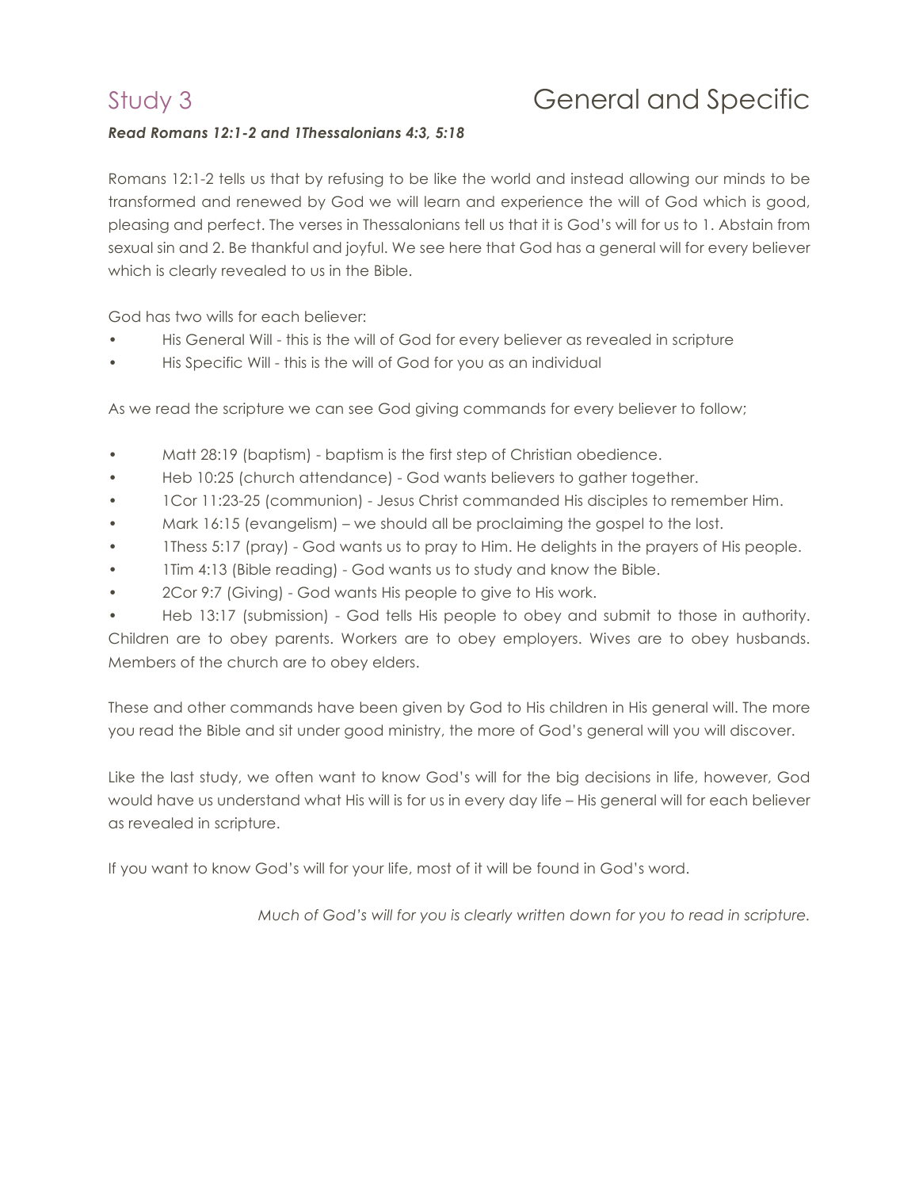# Study 3 — General and Specific

***Read Romans 12:1-2 and 1Thessalonians 4:3, 5:18***

Romans 12:1-2 tells us that by refusing to be like the world and instead allowing our minds to be transformed and renewed by God we will learn and experience the will of God which is good, pleasing and perfect. The verses in Thessalonians tell us that it is God's will for us to 1. Abstain from sexual sin and 2. Be thankful and joyful. We see here that God has a general will for every believer which is clearly revealed to us in the Bible.

God has two wills for each believer:

- His General Will - this is the will of God for every believer as revealed in scripture
- His Specific Will - this is the will of God for you as an individual

As we read the scripture we can see God giving commands for every believer to follow;

- Matt 28:19 (baptism) - baptism is the first step of Christian obedience.
- Heb 10:25 (church attendance) - God wants believers to gather together.
- 1Cor 11:23-25 (communion) - Jesus Christ commanded His disciples to remember Him.
- Mark 16:15 (evangelism) – we should all be proclaiming the gospel to the lost.
- 1Thess 5:17 (pray) - God wants us to pray to Him. He delights in the prayers of His people.
- 1Tim 4:13 (Bible reading) - God wants us to study and know the Bible.
- 2Cor 9:7 (Giving) - God wants His people to give to His work.
- Heb 13:17 (submission) - God tells His people to obey and submit to those in authority. Children are to obey parents. Workers are to obey employers. Wives are to obey husbands. Members of the church are to obey elders.

These and other commands have been given by God to His children in His general will. The more you read the Bible and sit under good ministry, the more of God's general will you will discover.

Like the last study, we often want to know God's will for the big decisions in life, however, God would have us understand what His will is for us in every day life – His general will for each believer as revealed in scripture.

If you want to know God's will for your life, most of it will be found in God's word.

*Much of God's will for you is clearly written down for you to read in scripture.*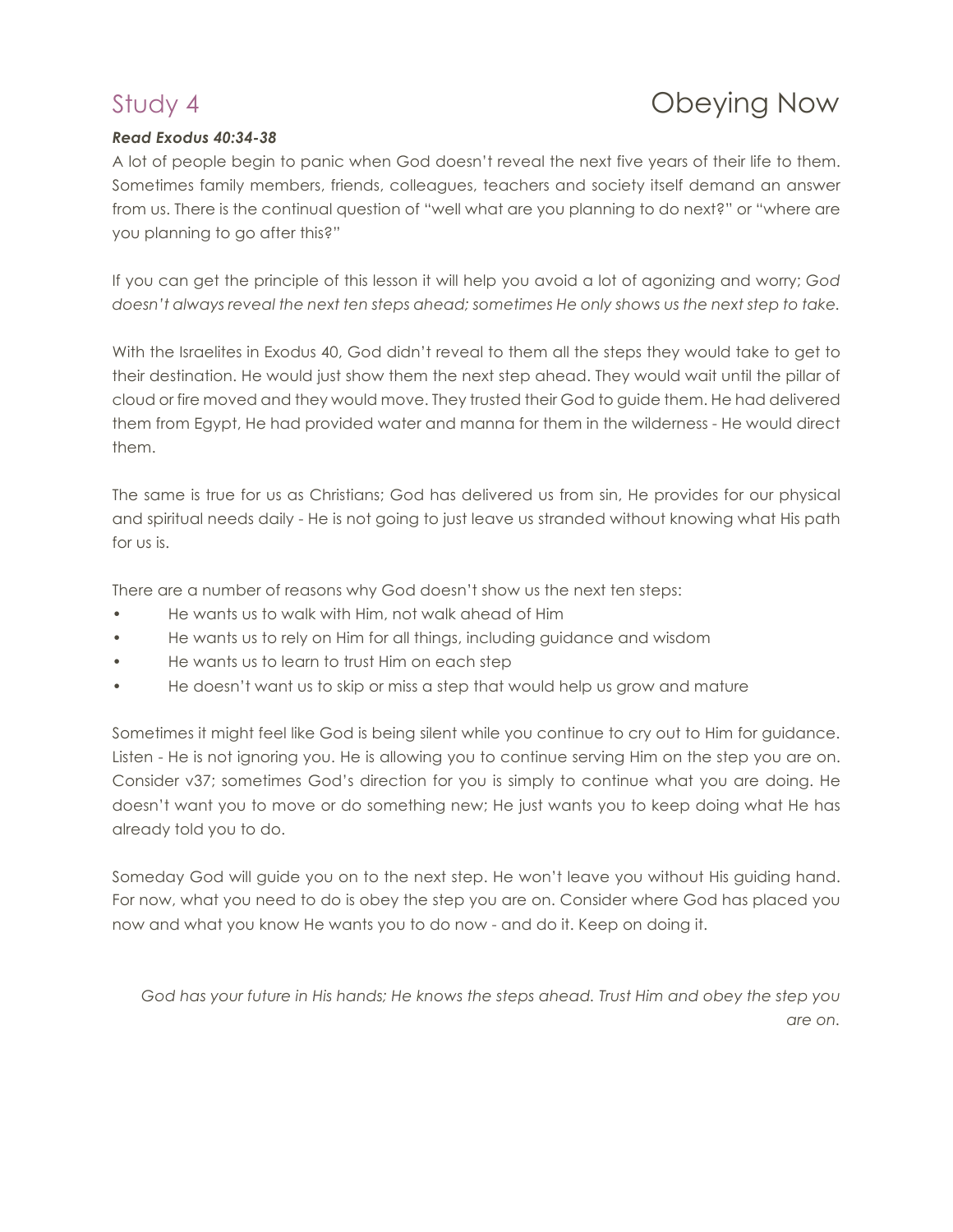# Study 4 — Obeying Now

***Read Exodus 40:34-38***

A lot of people begin to panic when God doesn't reveal the next five years of their life to them. Sometimes family members, friends, colleagues, teachers and society itself demand an answer from us. There is the continual question of "well what are you planning to do next?" or "where are you planning to go after this?"

If you can get the principle of this lesson it will help you avoid a lot of agonizing and worry; *God doesn't always reveal the next ten steps ahead; sometimes He only shows us the next step to take.*

With the Israelites in Exodus 40, God didn't reveal to them all the steps they would take to get to their destination. He would just show them the next step ahead. They would wait until the pillar of cloud or fire moved and they would move. They trusted their God to guide them. He had delivered them from Egypt, He had provided water and manna for them in the wilderness - He would direct them.

The same is true for us as Christians; God has delivered us from sin, He provides for our physical and spiritual needs daily - He is not going to just leave us stranded without knowing what His path for us is.

There are a number of reasons why God doesn't show us the next ten steps:

- He wants us to walk with Him, not walk ahead of Him
- He wants us to rely on Him for all things, including guidance and wisdom
- He wants us to learn to trust Him on each step
- He doesn't want us to skip or miss a step that would help us grow and mature

Sometimes it might feel like God is being silent while you continue to cry out to Him for guidance. Listen - He is not ignoring you. He is allowing you to continue serving Him on the step you are on. Consider v37; sometimes God's direction for you is simply to continue what you are doing. He doesn't want you to move or do something new; He just wants you to keep doing what He has already told you to do.

Someday God will guide you on to the next step. He won't leave you without His guiding hand. For now, what you need to do is obey the step you are on. Consider where God has placed you now and what you know He wants you to do now - and do it. Keep on doing it.

*God has your future in His hands; He knows the steps ahead. Trust Him and obey the step you are on.*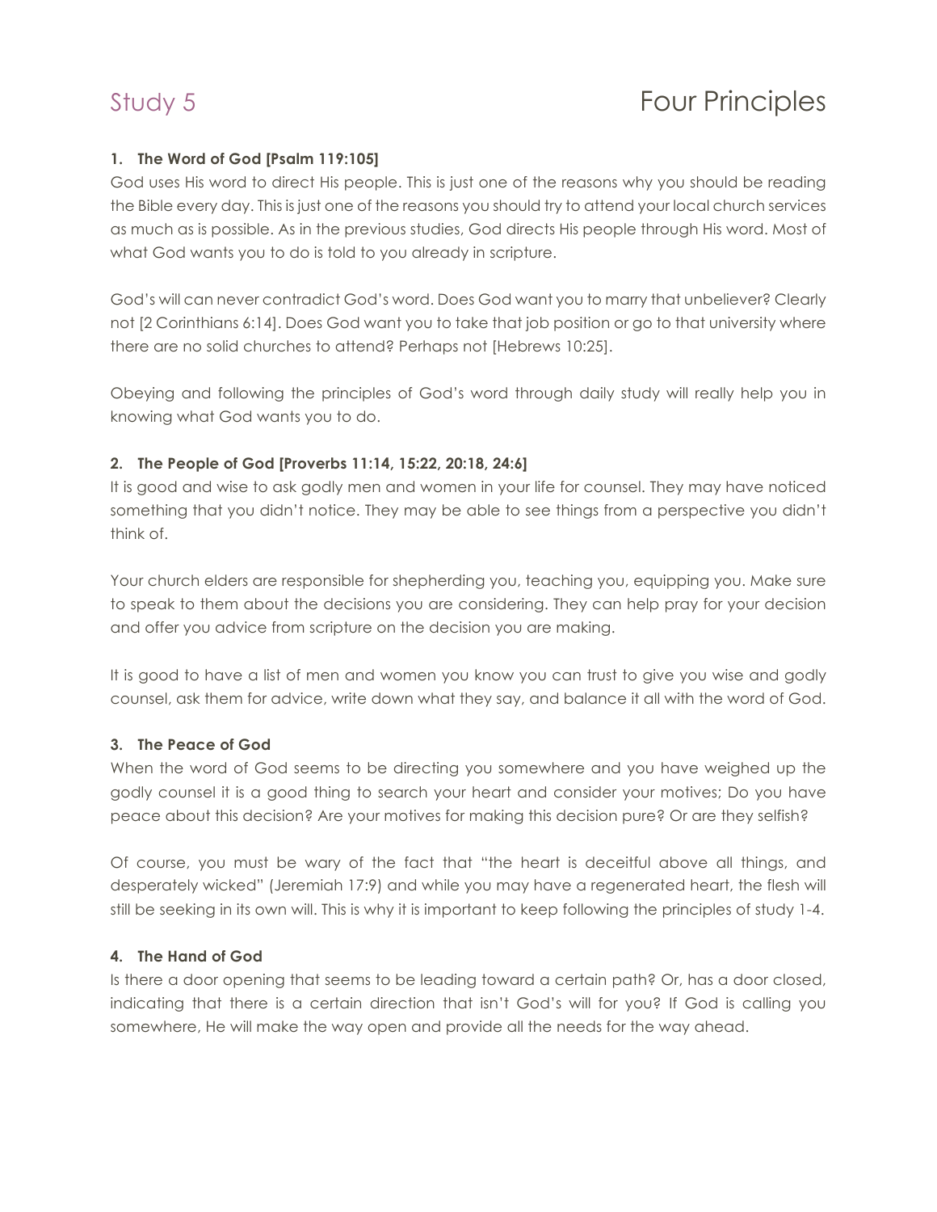# Study 5 — Four Principles

**1. The Word of God [Psalm 119:105]**

God uses His word to direct His people. This is just one of the reasons why you should be reading the Bible every day. This is just one of the reasons you should try to attend your local church services as much as is possible. As in the previous studies, God directs His people through His word. Most of what God wants you to do is told to you already in scripture.

God's will can never contradict God's word. Does God want you to marry that unbeliever? Clearly not [2 Corinthians 6:14]. Does God want you to take that job position or go to that university where there are no solid churches to attend? Perhaps not [Hebrews 10:25].

Obeying and following the principles of God's word through daily study will really help you in knowing what God wants you to do.

**2. The People of God [Proverbs 11:14, 15:22, 20:18, 24:6]**

It is good and wise to ask godly men and women in your life for counsel. They may have noticed something that you didn't notice. They may be able to see things from a perspective you didn't think of.

Your church elders are responsible for shepherding you, teaching you, equipping you. Make sure to speak to them about the decisions you are considering. They can help pray for your decision and offer you advice from scripture on the decision you are making.

It is good to have a list of men and women you know you can trust to give you wise and godly counsel, ask them for advice, write down what they say, and balance it all with the word of God.

**3. The Peace of God**

When the word of God seems to be directing you somewhere and you have weighed up the godly counsel it is a good thing to search your heart and consider your motives; Do you have peace about this decision? Are your motives for making this decision pure? Or are they selfish?

Of course, you must be wary of the fact that "the heart is deceitful above all things, and desperately wicked" (Jeremiah 17:9) and while you may have a regenerated heart, the flesh will still be seeking in its own will. This is why it is important to keep following the principles of study 1-4.

**4. The Hand of God**

Is there a door opening that seems to be leading toward a certain path? Or, has a door closed, indicating that there is a certain direction that isn't God's will for you? If God is calling you somewhere, He will make the way open and provide all the needs for the way ahead.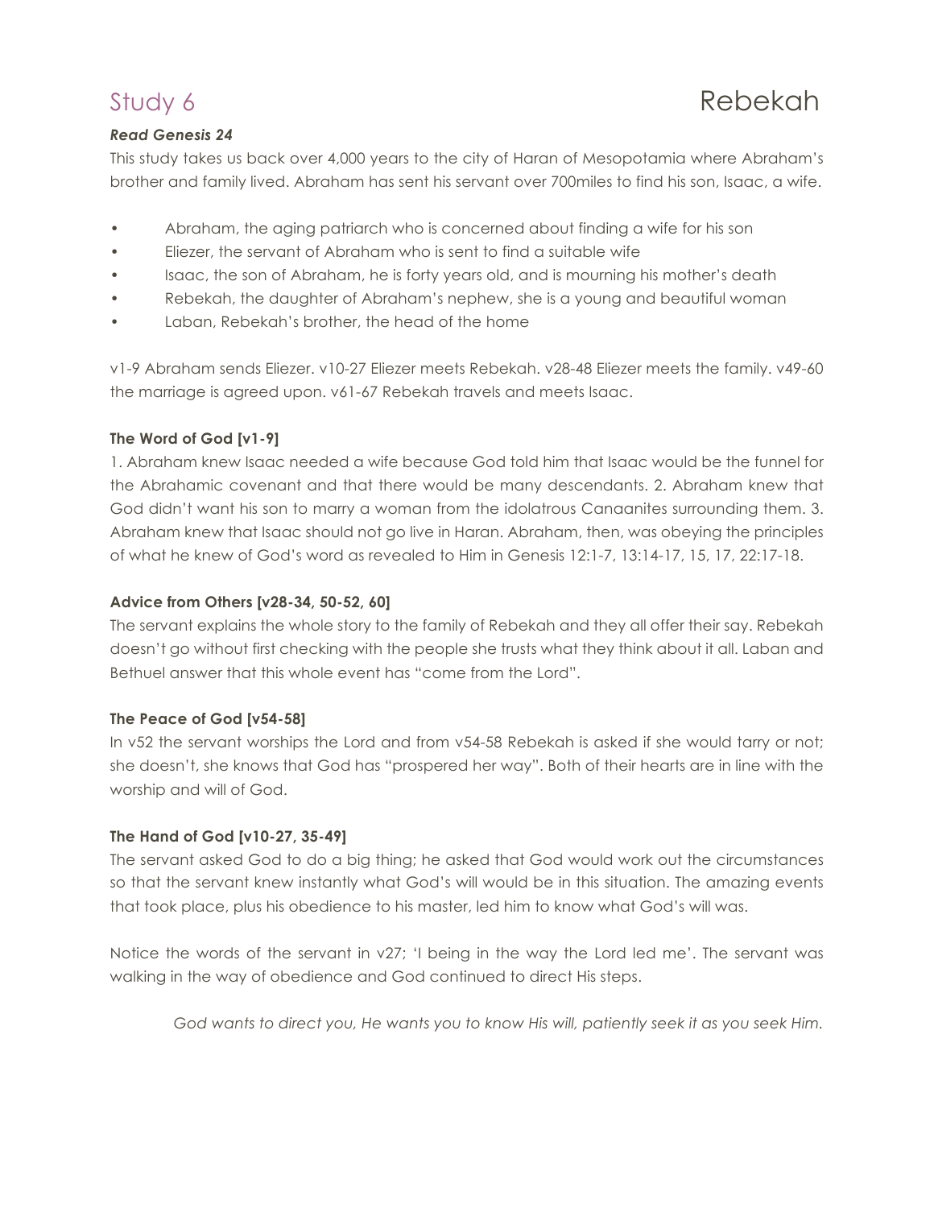# Study 6 Rebekah

***Read Genesis 24***

This study takes us back over 4,000 years to the city of Haran of Mesopotamia where Abraham's brother and family lived. Abraham has sent his servant over 700miles to find his son, Isaac, a wife.

- Abraham, the aging patriarch who is concerned about finding a wife for his son
- Eliezer, the servant of Abraham who is sent to find a suitable wife
- Isaac, the son of Abraham, he is forty years old, and is mourning his mother's death
- Rebekah, the daughter of Abraham's nephew, she is a young and beautiful woman
- Laban, Rebekah's brother, the head of the home

v1-9 Abraham sends Eliezer. v10-27 Eliezer meets Rebekah. v28-48 Eliezer meets the family. v49-60 the marriage is agreed upon. v61-67 Rebekah travels and meets Isaac.

**The Word of God [v1-9]**

1. Abraham knew Isaac needed a wife because God told him that Isaac would be the funnel for the Abrahamic covenant and that there would be many descendants. 2. Abraham knew that God didn't want his son to marry a woman from the idolatrous Canaanites surrounding them. 3. Abraham knew that Isaac should not go live in Haran. Abraham, then, was obeying the principles of what he knew of God's word as revealed to Him in Genesis 12:1-7, 13:14-17, 15, 17, 22:17-18.

**Advice from Others [v28-34, 50-52, 60]**

The servant explains the whole story to the family of Rebekah and they all offer their say. Rebekah doesn't go without first checking with the people she trusts what they think about it all. Laban and Bethuel answer that this whole event has "come from the Lord".

**The Peace of God [v54-58]**

In v52 the servant worships the Lord and from v54-58 Rebekah is asked if she would tarry or not; she doesn't, she knows that God has "prospered her way". Both of their hearts are in line with the worship and will of God.

**The Hand of God [v10-27, 35-49]**

The servant asked God to do a big thing; he asked that God would work out the circumstances so that the servant knew instantly what God's will would be in this situation. The amazing events that took place, plus his obedience to his master, led him to know what God's will was.

Notice the words of the servant in v27; 'I being in the way the Lord led me'. The servant was walking in the way of obedience and God continued to direct His steps.

*God wants to direct you, He wants you to know His will, patiently seek it as you seek Him.*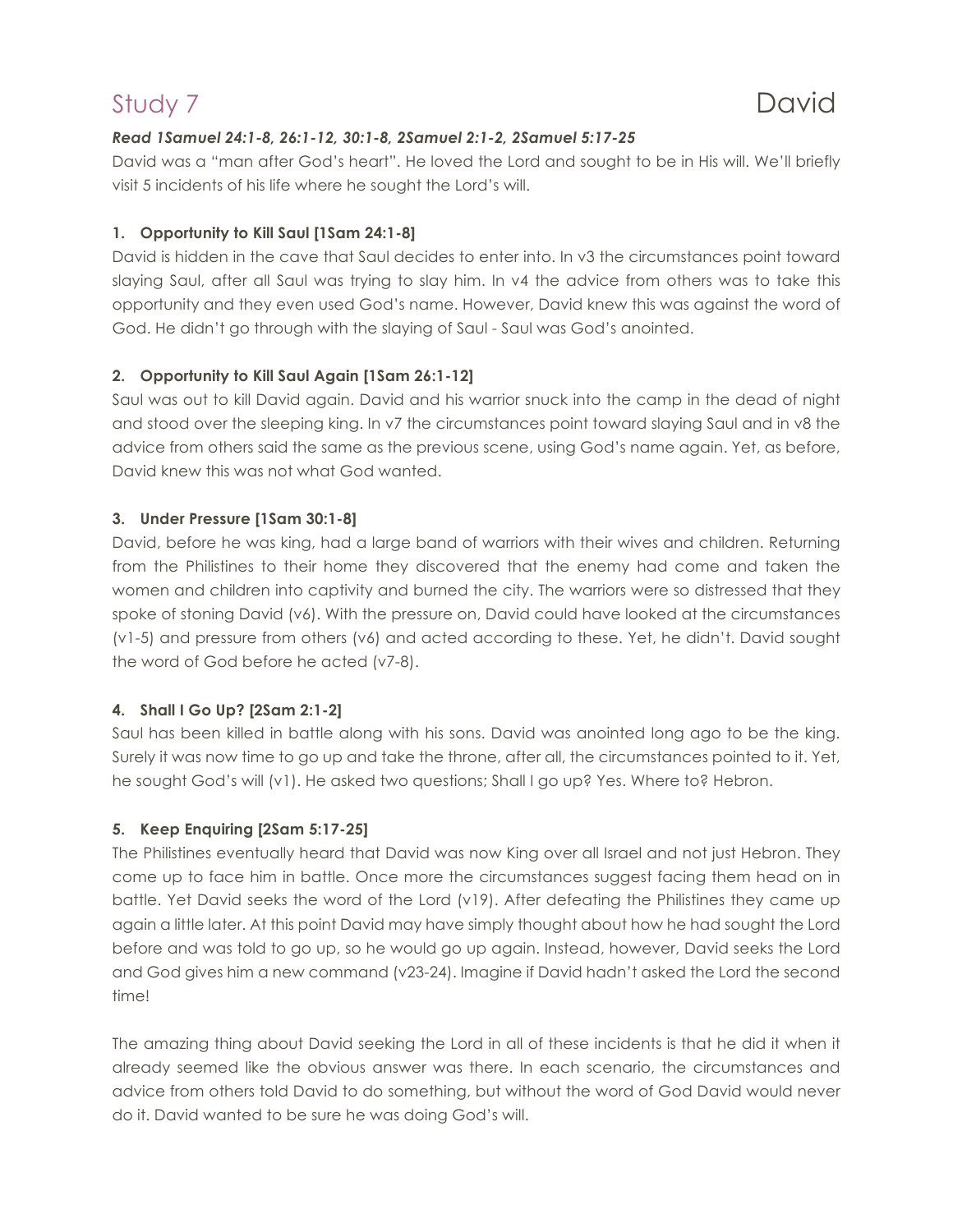# Study 7 David

***Read 1Samuel 24:1-8, 26:1-12, 30:1-8, 2Samuel 2:1-2, 2Samuel 5:17-25***

David was a "man after God's heart". He loved the Lord and sought to be in His will. We'll briefly visit 5 incidents of his life where he sought the Lord's will.

### 1. Opportunity to Kill Saul [1Sam 24:1-8]

David is hidden in the cave that Saul decides to enter into. In v3 the circumstances point toward slaying Saul, after all Saul was trying to slay him. In v4 the advice from others was to take this opportunity and they even used God's name. However, David knew this was against the word of God. He didn't go through with the slaying of Saul - Saul was God's anointed.

### 2. Opportunity to Kill Saul Again [1Sam 26:1-12]

Saul was out to kill David again. David and his warrior snuck into the camp in the dead of night and stood over the sleeping king. In v7 the circumstances point toward slaying Saul and in v8 the advice from others said the same as the previous scene, using God's name again. Yet, as before, David knew this was not what God wanted.

### 3. Under Pressure [1Sam 30:1-8]

David, before he was king, had a large band of warriors with their wives and children. Returning from the Philistines to their home they discovered that the enemy had come and taken the women and children into captivity and burned the city. The warriors were so distressed that they spoke of stoning David (v6). With the pressure on, David could have looked at the circumstances (v1-5) and pressure from others (v6) and acted according to these. Yet, he didn't. David sought the word of God before he acted (v7-8).

### 4. Shall I Go Up? [2Sam 2:1-2]

Saul has been killed in battle along with his sons. David was anointed long ago to be the king. Surely it was now time to go up and take the throne, after all, the circumstances pointed to it. Yet, he sought God's will (v1). He asked two questions; Shall I go up? Yes. Where to? Hebron.

### 5. Keep Enquiring [2Sam 5:17-25]

The Philistines eventually heard that David was now King over all Israel and not just Hebron. They come up to face him in battle. Once more the circumstances suggest facing them head on in battle. Yet David seeks the word of the Lord (v19). After defeating the Philistines they came up again a little later. At this point David may have simply thought about how he had sought the Lord before and was told to go up, so he would go up again. Instead, however, David seeks the Lord and God gives him a new command (v23-24). Imagine if David hadn't asked the Lord the second time!

The amazing thing about David seeking the Lord in all of these incidents is that he did it when it already seemed like the obvious answer was there. In each scenario, the circumstances and advice from others told David to do something, but without the word of God David would never do it. David wanted to be sure he was doing God's will.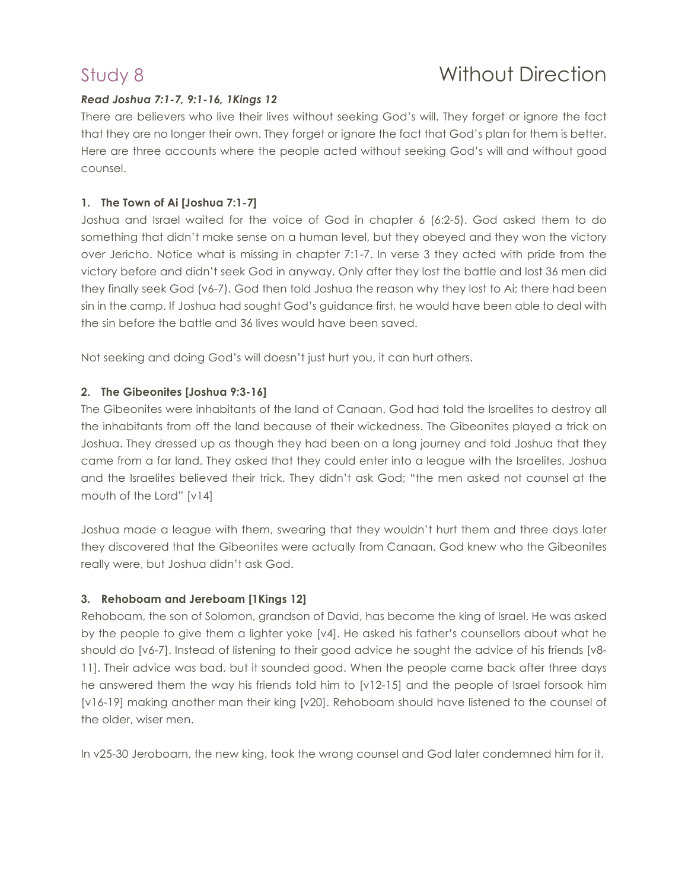# Study 8 Without Direction

***Read Joshua 7:1-7, 9:1-16, 1Kings 12***

There are believers who live their lives without seeking God's will. They forget or ignore the fact that they are no longer their own. They forget or ignore the fact that God's plan for them is better. Here are three accounts where the people acted without seeking God's will and without good counsel.

### 1. The Town of Ai [Joshua 7:1-7]

Joshua and Israel waited for the voice of God in chapter 6 (6:2-5). God asked them to do something that didn't make sense on a human level, but they obeyed and they won the victory over Jericho. Notice what is missing in chapter 7:1-7. In verse 3 they acted with pride from the victory before and didn't seek God in anyway. Only after they lost the battle and lost 36 men did they finally seek God (v6-7). God then told Joshua the reason why they lost to Ai; there had been sin in the camp. If Joshua had sought God's guidance first, he would have been able to deal with the sin before the battle and 36 lives would have been saved.

Not seeking and doing God's will doesn't just hurt you, it can hurt others.

### 2. The Gibeonites [Joshua 9:3-16]

The Gibeonites were inhabitants of the land of Canaan. God had told the Israelites to destroy all the inhabitants from off the land because of their wickedness. The Gibeonites played a trick on Joshua. They dressed up as though they had been on a long journey and told Joshua that they came from a far land. They asked that they could enter into a league with the Israelites. Joshua and the Israelites believed their trick. They didn't ask God; "the men asked not counsel at the mouth of the Lord" [v14]

Joshua made a league with them, swearing that they wouldn't hurt them and three days later they discovered that the Gibeonites were actually from Canaan. God knew who the Gibeonites really were, but Joshua didn't ask God.

### 3. Rehoboam and Jereboam [1Kings 12]

Rehoboam, the son of Solomon, grandson of David, has become the king of Israel. He was asked by the people to give them a lighter yoke [v4]. He asked his father's counsellors about what he should do [v6-7]. Instead of listening to their good advice he sought the advice of his friends [v8-11]. Their advice was bad, but it sounded good. When the people came back after three days he answered them the way his friends told him to [v12-15] and the people of Israel forsook him [v16-19] making another man their king [v20]. Rehoboam should have listened to the counsel of the older, wiser men.

In v25-30 Jeroboam, the new king, took the wrong counsel and God later condemned him for it.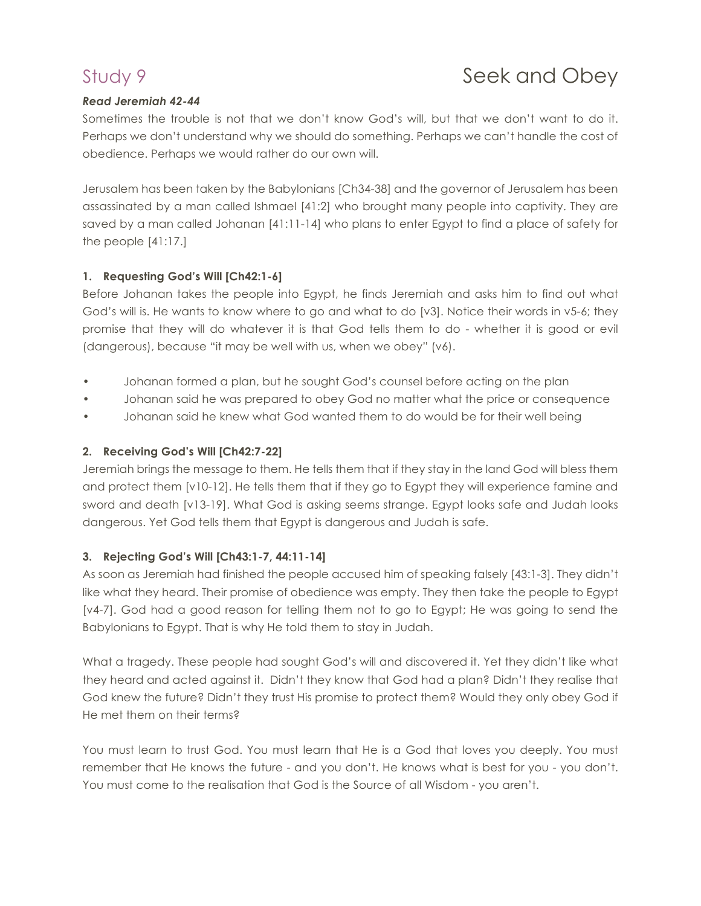# Study 9 Seek and Obey

***Read Jeremiah 42-44***

Sometimes the trouble is not that we don't know God's will, but that we don't want to do it. Perhaps we don't understand why we should do something. Perhaps we can't handle the cost of obedience. Perhaps we would rather do our own will.

Jerusalem has been taken by the Babylonians [Ch34-38] and the governor of Jerusalem has been assassinated by a man called Ishmael [41:2] who brought many people into captivity. They are saved by a man called Johanan [41:11-14] who plans to enter Egypt to find a place of safety for the people [41:17.]

### 1. Requesting God's Will [Ch42:1-6]

Before Johanan takes the people into Egypt, he finds Jeremiah and asks him to find out what God's will is. He wants to know where to go and what to do [v3]. Notice their words in v5-6; they promise that they will do whatever it is that God tells them to do - whether it is good or evil (dangerous), because "it may be well with us, when we obey" (v6).

- Johanan formed a plan, but he sought God's counsel before acting on the plan
- Johanan said he was prepared to obey God no matter what the price or consequence
- Johanan said he knew what God wanted them to do would be for their well being

### 2. Receiving God's Will [Ch42:7-22]

Jeremiah brings the message to them. He tells them that if they stay in the land God will bless them and protect them [v10-12]. He tells them that if they go to Egypt they will experience famine and sword and death [v13-19]. What God is asking seems strange. Egypt looks safe and Judah looks dangerous. Yet God tells them that Egypt is dangerous and Judah is safe.

### 3. Rejecting God's Will [Ch43:1-7, 44:11-14]

As soon as Jeremiah had finished the people accused him of speaking falsely [43:1-3]. They didn't like what they heard. Their promise of obedience was empty. They then take the people to Egypt [v4-7]. God had a good reason for telling them not to go to Egypt; He was going to send the Babylonians to Egypt. That is why He told them to stay in Judah.

What a tragedy. These people had sought God's will and discovered it. Yet they didn't like what they heard and acted against it. Didn't they know that God had a plan? Didn't they realise that God knew the future? Didn't they trust His promise to protect them? Would they only obey God if He met them on their terms?

You must learn to trust God. You must learn that He is a God that loves you deeply. You must remember that He knows the future - and you don't. He knows what is best for you - you don't. You must come to the realisation that God is the Source of all Wisdom - you aren't.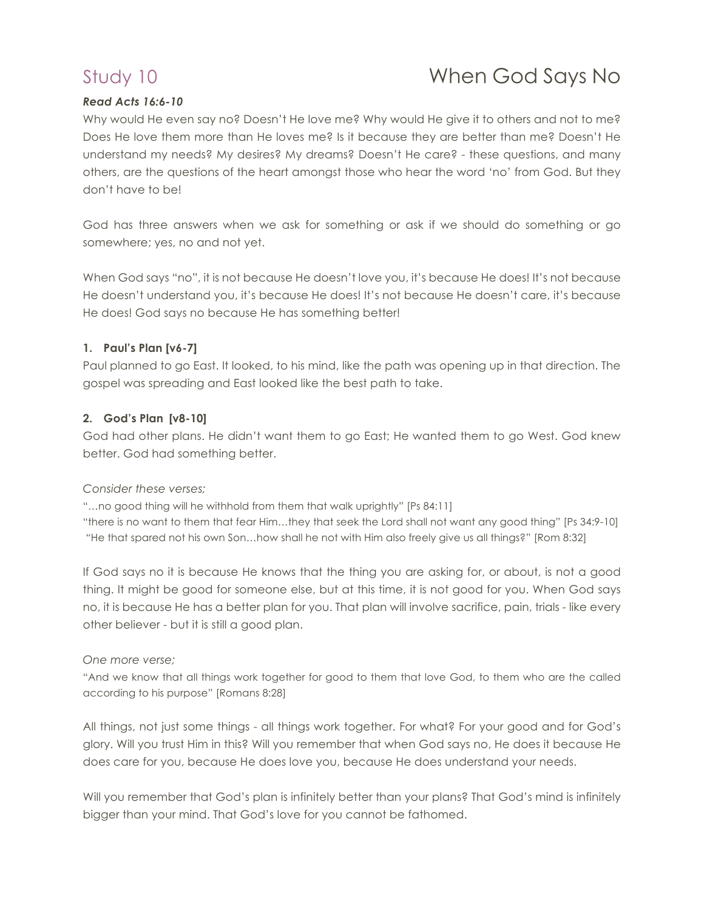# Study 10 — When God Says No

***Read Acts 16:6-10***

Why would He even say no? Doesn't He love me? Why would He give it to others and not to me? Does He love them more than He loves me? Is it because they are better than me? Doesn't He understand my needs? My desires? My dreams? Doesn't He care? - these questions, and many others, are the questions of the heart amongst those who hear the word 'no' from God. But they don't have to be!

God has three answers when we ask for something or ask if we should do something or go somewhere; yes, no and not yet.

When God says "no", it is not because He doesn't love you, it's because He does! It's not because He doesn't understand you, it's because He does! It's not because He doesn't care, it's because He does! God says no because He has something better!

**1. Paul's Plan [v6-7]**

Paul planned to go East. It looked, to his mind, like the path was opening up in that direction. The gospel was spreading and East looked like the best path to take.

**2. God's Plan [v8-10]**

God had other plans. He didn't want them to go East; He wanted them to go West. God knew better. God had something better.

*Consider these verses;*

"…no good thing will he withhold from them that walk uprightly" [Ps 84:11]

"there is no want to them that fear Him…they that seek the Lord shall not want any good thing" [Ps 34:9-10]

"He that spared not his own Son…how shall he not with Him also freely give us all things?" [Rom 8:32]

If God says no it is because He knows that the thing you are asking for, or about, is not a good thing. It might be good for someone else, but at this time, it is not good for you. When God says no, it is because He has a better plan for you. That plan will involve sacrifice, pain, trials - like every other believer - but it is still a good plan.

*One more verse;*

"And we know that all things work together for good to them that love God, to them who are the called according to his purpose" [Romans 8:28]

All things, not just some things - all things work together. For what? For your good and for God's glory. Will you trust Him in this? Will you remember that when God says no, He does it because He does care for you, because He does love you, because He does understand your needs.

Will you remember that God's plan is infinitely better than your plans? That God's mind is infinitely bigger than your mind. That God's love for you cannot be fathomed.